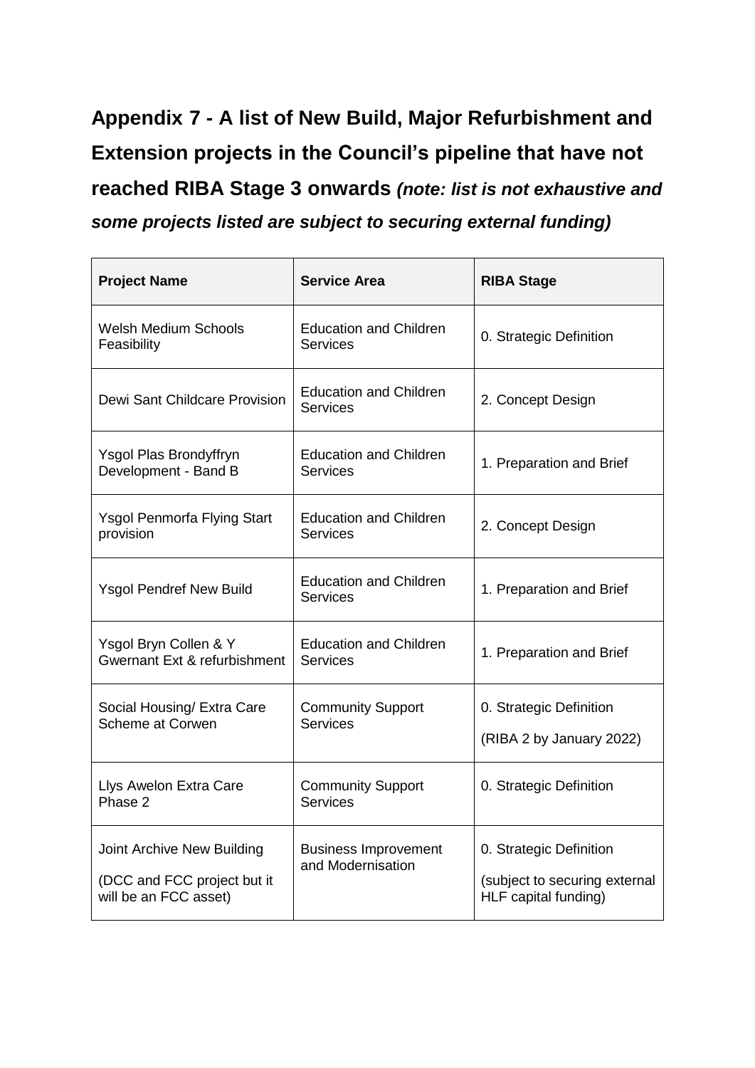# Appendix 7 - A list of New Build, Major Refurbishment and Extension projects in the Council's pipeline that have not reached RIBA Stage 3 onwards *(note: list is not exhaustive and some projects listed are subject to securing external funding)*

| Project Name | Service Area | RIBA Stage |
|---|---|---|
| Welsh Medium Schools Feasibility | Education and Children Services | 0. Strategic Definition |
| Dewi Sant Childcare Provision | Education and Children Services | 2. Concept Design |
| Ysgol Plas Brondyffryn Development - Band B | Education and Children Services | 1. Preparation and Brief |
| Ysgol Penmorfa Flying Start provision | Education and Children Services | 2. Concept Design |
| Ysgol Pendref New Build | Education and Children Services | 1. Preparation and Brief |
| Ysgol Bryn Collen & Y Gwernant Ext & refurbishment | Education and Children Services | 1. Preparation and Brief |
| Social Housing/ Extra Care Scheme at Corwen | Community Support Services | 0. Strategic Definition (RIBA 2 by January 2022) |
| Llys Awelon Extra Care Phase 2 | Community Support Services | 0. Strategic Definition |
| Joint Archive New Building (DCC and FCC project but it will be an FCC asset) | Business Improvement and Modernisation | 0. Strategic Definition (subject to securing external HLF capital funding) |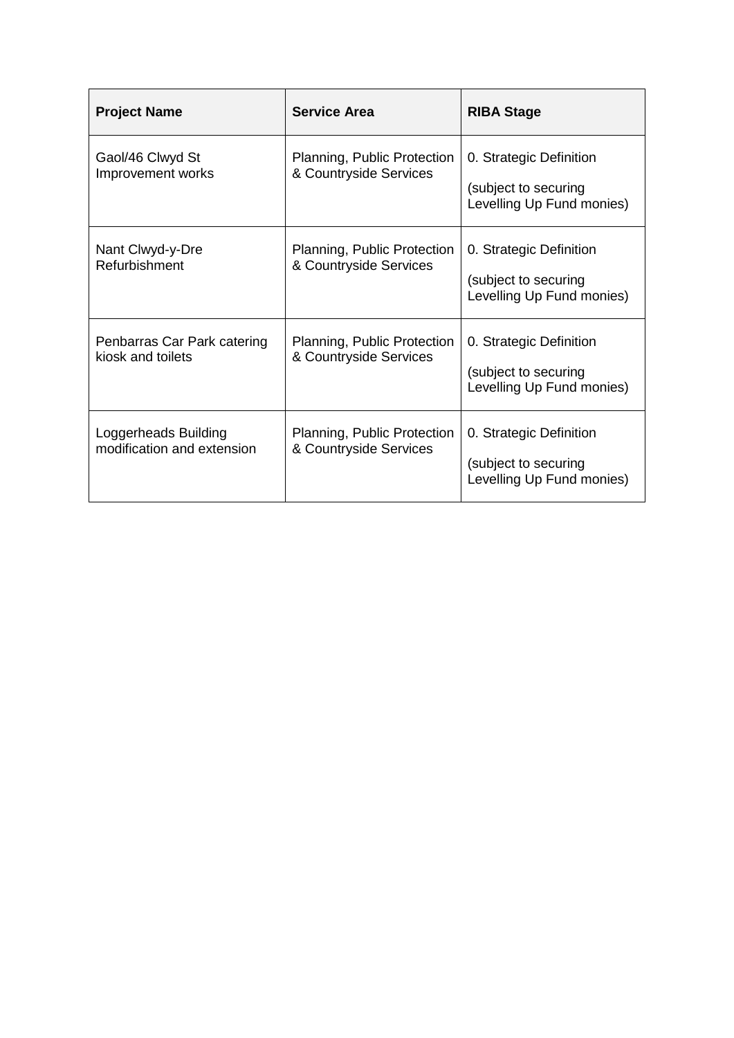| Project Name | Service Area | RIBA Stage |
|---|---|---|
| Gaol/46 Clwyd St Improvement works | Planning, Public Protection & Countryside Services | 0. Strategic Definition<br><br>(subject to securing Levelling Up Fund monies) |
| Nant Clwyd-y-Dre Refurbishment | Planning, Public Protection & Countryside Services | 0. Strategic Definition<br><br>(subject to securing Levelling Up Fund monies) |
| Penbarras Car Park catering kiosk and toilets | Planning, Public Protection & Countryside Services | 0. Strategic Definition<br><br>(subject to securing Levelling Up Fund monies) |
| Loggerheads Building modification and extension | Planning, Public Protection & Countryside Services | 0. Strategic Definition<br><br>(subject to securing Levelling Up Fund monies) |